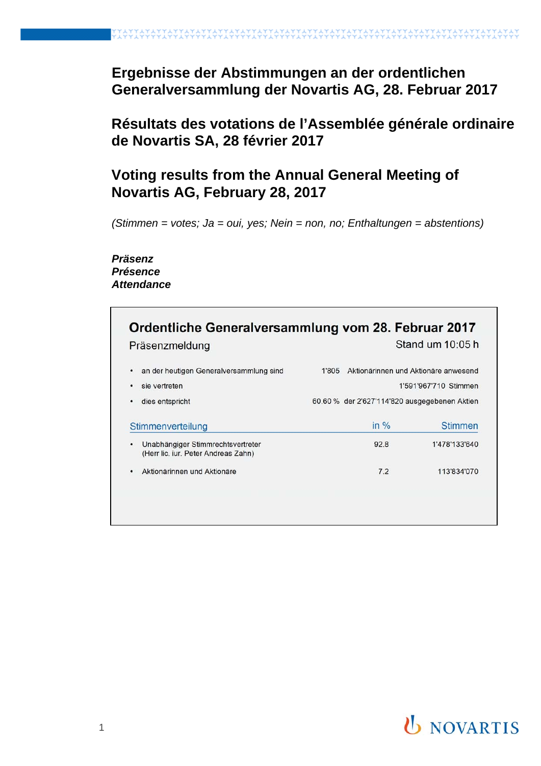# Ergebnisse der Abstimmungen an der ordentlichen Generalversammlung der Novartis AG, 28. Februar 2017

# Résultats des votations de l'Assemblée générale ordinaire de Novartis SA, 28 février 2017

# Voting results from the Annual General Meeting of Novartis AG, February 28, 2017

*(Stimmen = votes; Ja = oui, yes; Nein = non, no; Enthaltungen = abstentions)*

***Präsenz***
***Présence***
***Attendance***

## Ordentliche Generalversammlung vom 28. Februar 2017

Präsenzmeldung — Stand um 10:05 h

- an der heutigen Generalversammlung sind — 1'805 Aktionärinnen und Aktionäre anwesend
- sie vertreten — 1'591'967'710 Stimmen
- dies entspricht — 60.60 % der 2'627'114'820 ausgegebenen Aktien

| Stimmenverteilung | in % | Stimmen |
|---|---|---|
| Unabhängiger Stimmrechtsvertreter (Herr lic. iur. Peter Andreas Zahn) | 92.8 | 1'478'133'640 |
| Aktionärinnen und Aktionäre | 7.2 | 113'834'070 |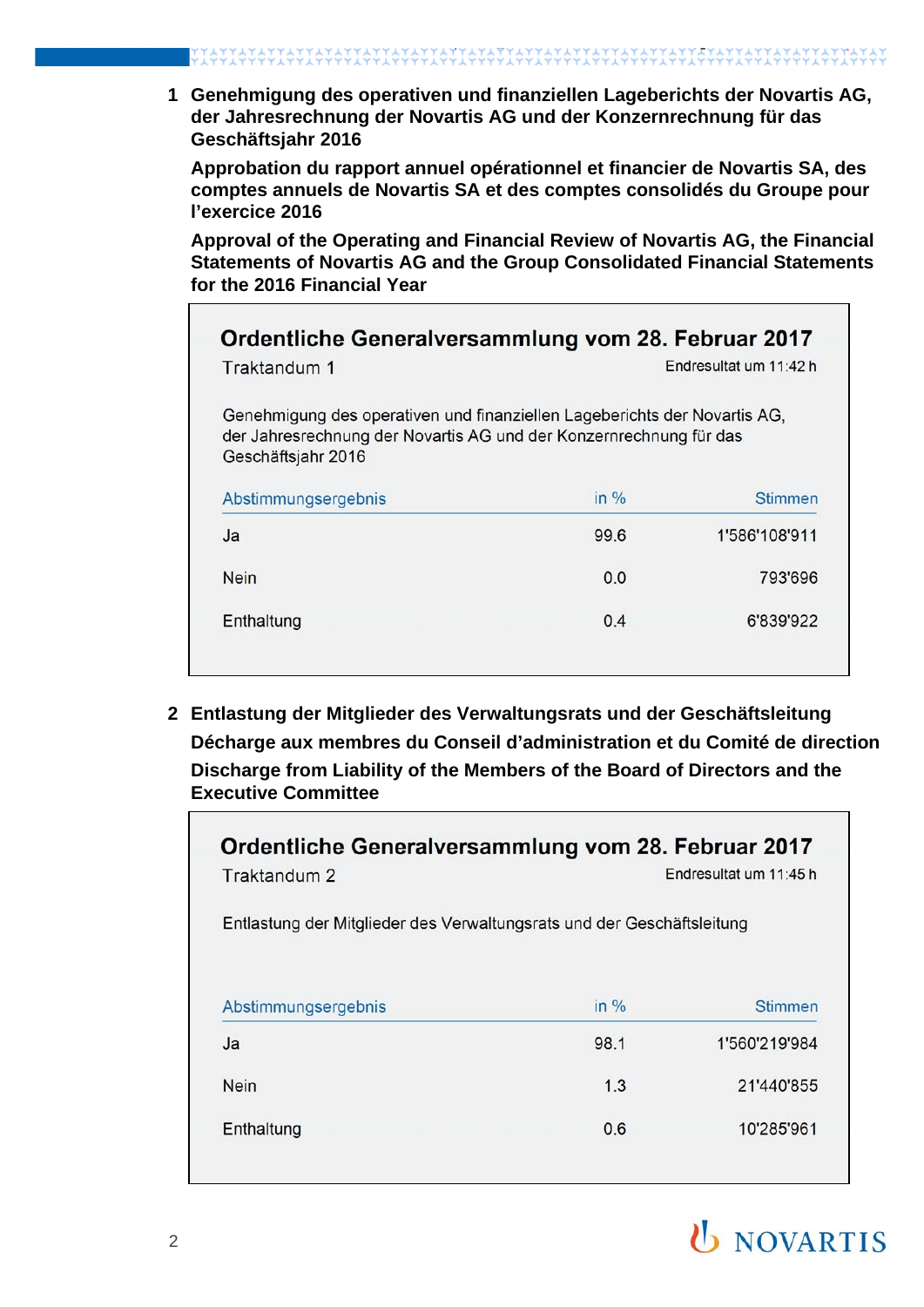## 1 Genehmigung des operativen und finanziellen Lageberichts der Novartis AG, der Jahresrechnung der Novartis AG und der Konzernrechnung für das Geschäftsjahr 2016

**Approbation du rapport annuel opérationnel et financier de Novartis SA, des comptes annuels de Novartis SA et des comptes consolidés du Groupe pour l'exercice 2016**

**Approval of the Operating and Financial Review of Novartis AG, the Financial Statements of Novartis AG and the Group Consolidated Financial Statements for the 2016 Financial Year**

### Ordentliche Generalversammlung vom 28. Februar 2017

Traktandum 1 — Endresultat um 11:42 h

Genehmigung des operativen und finanziellen Lageberichts der Novartis AG, der Jahresrechnung der Novartis AG und der Konzernrechnung für das Geschäftsjahr 2016

| Abstimmungsergebnis | in % | Stimmen |
|---|---|---|
| Ja | 99.6 | 1'586'108'911 |
| Nein | 0.0 | 793'696 |
| Enthaltung | 0.4 | 6'839'922 |

## 2 Entlastung der Mitglieder des Verwaltungsrats und der Geschäftsleitung

**Décharge aux membres du Conseil d'administration et du Comité de direction**

**Discharge from Liability of the Members of the Board of Directors and the Executive Committee**

### Ordentliche Generalversammlung vom 28. Februar 2017

Traktandum 2 — Endresultat um 11:45 h

Entlastung der Mitglieder des Verwaltungsrats und der Geschäftsleitung

| Abstimmungsergebnis | in % | Stimmen |
|---|---|---|
| Ja | 98.1 | 1'560'219'984 |
| Nein | 1.3 | 21'440'855 |
| Enthaltung | 0.6 | 10'285'961 |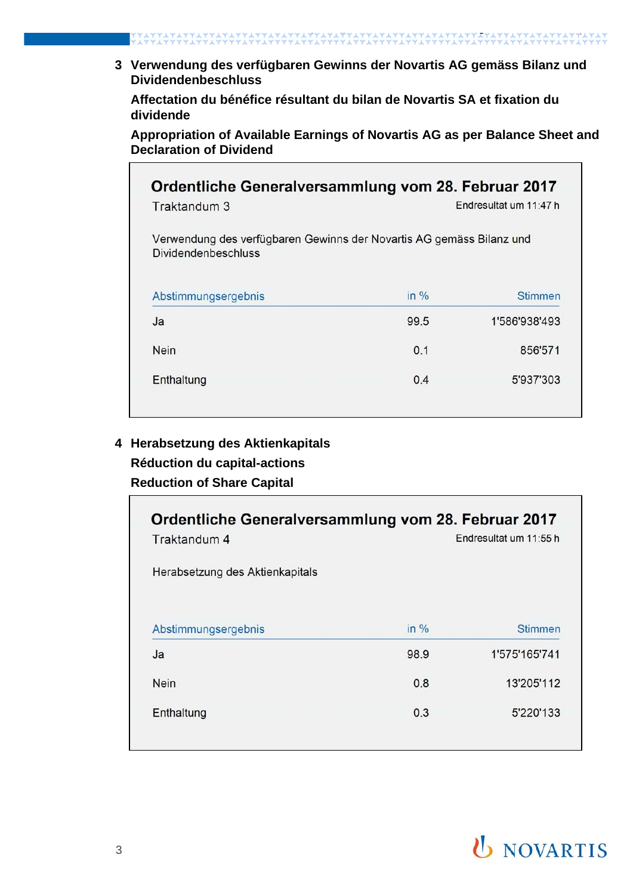## 3 Verwendung des verfügbaren Gewinns der Novartis AG gemäss Bilanz und Dividendenbeschluss

**Affectation du bénéfice résultant du bilan de Novartis SA et fixation du dividende**

**Appropriation of Available Earnings of Novartis AG as per Balance Sheet and Declaration of Dividend**

### Ordentliche Generalversammlung vom 28. Februar 2017

Traktandum 3 — Endresultat um 11:47 h

Verwendung des verfügbaren Gewinns der Novartis AG gemäss Bilanz und Dividendenbeschluss

| Abstimmungsergebnis | in % | Stimmen |
|---|---|---|
| Ja | 99.5 | 1'586'938'493 |
| Nein | 0.1 | 856'571 |
| Enthaltung | 0.4 | 5'937'303 |

## 4 Herabsetzung des Aktienkapitals

**Réduction du capital-actions**

**Reduction of Share Capital**

### Ordentliche Generalversammlung vom 28. Februar 2017

Traktandum 4 — Endresultat um 11:55 h

Herabsetzung des Aktienkapitals

| Abstimmungsergebnis | in % | Stimmen |
|---|---|---|
| Ja | 98.9 | 1'575'165'741 |
| Nein | 0.8 | 13'205'112 |
| Enthaltung | 0.3 | 5'220'133 |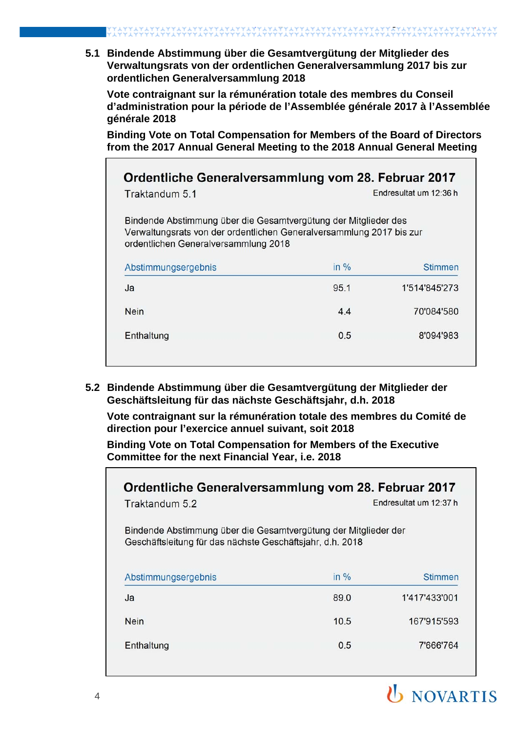### 5.1 Bindende Abstimmung über die Gesamtvergütung der Mitglieder des Verwaltungsrats von der ordentlichen Generalversammlung 2017 bis zur ordentlichen Generalversammlung 2018

**Vote contraignant sur la rémunération totale des membres du Conseil d'administration pour la période de l'Assemblée générale 2017 à l'Assemblée générale 2018**

**Binding Vote on Total Compensation for Members of the Board of Directors from the 2017 Annual General Meeting to the 2018 Annual General Meeting**

**Ordentliche Generalversammlung vom 28. Februar 2017**

Traktandum 5.1 — Endresultat um 12:36 h

Bindende Abstimmung über die Gesamtvergütung der Mitglieder des Verwaltungsrats von der ordentlichen Generalversammlung 2017 bis zur ordentlichen Generalversammlung 2018

| Abstimmungsergebnis | in % | Stimmen |
|---|---|---|
| Ja | 95.1 | 1'514'845'273 |
| Nein | 4.4 | 70'084'580 |
| Enthaltung | 0.5 | 8'094'983 |

### 5.2 Bindende Abstimmung über die Gesamtvergütung der Mitglieder der Geschäftsleitung für das nächste Geschäftsjahr, d.h. 2018

**Vote contraignant sur la rémunération totale des membres du Comité de direction pour l'exercice annuel suivant, soit 2018**

**Binding Vote on Total Compensation for Members of the Executive Committee for the next Financial Year, i.e. 2018**

**Ordentliche Generalversammlung vom 28. Februar 2017**

Traktandum 5.2 — Endresultat um 12:37 h

Bindende Abstimmung über die Gesamtvergütung der Mitglieder der Geschäftsleitung für das nächste Geschäftsjahr, d.h. 2018

| Abstimmungsergebnis | in % | Stimmen |
|---|---|---|
| Ja | 89.0 | 1'417'433'001 |
| Nein | 10.5 | 167'915'593 |
| Enthaltung | 0.5 | 7'666'764 |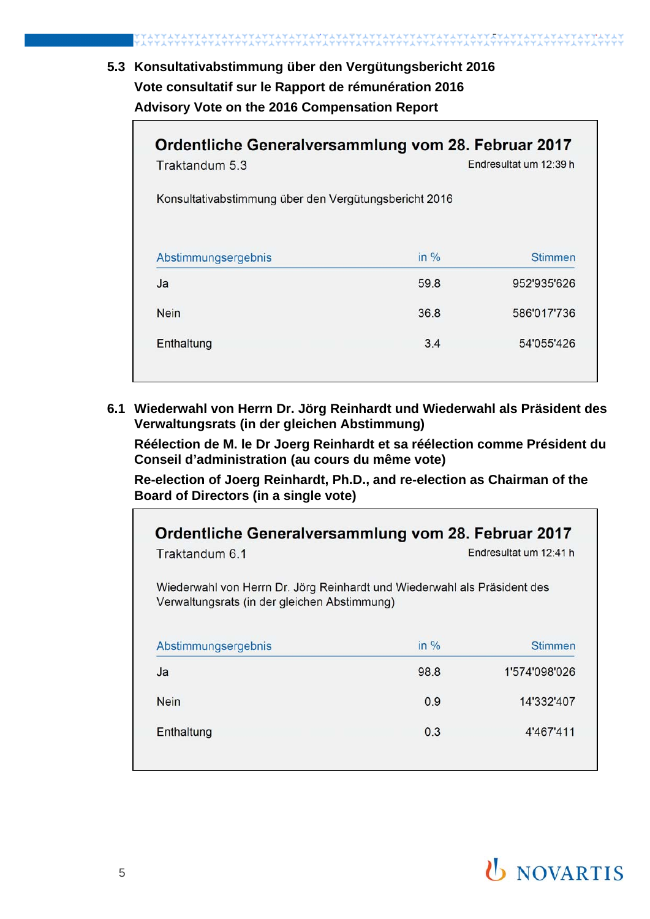### 5.3 Konsultativabstimmung über den Vergütungsbericht 2016
### Vote consultatif sur le Rapport de rémunération 2016
### Advisory Vote on the 2016 Compensation Report

**Ordentliche Generalversammlung vom 28. Februar 2017**

Traktandum 5.3 — Endresultat um 12:39 h

Konsultativabstimmung über den Vergütungsbericht 2016

| Abstimmungsergebnis | in % | Stimmen |
|---|---|---|
| Ja | 59.8 | 952'935'626 |
| Nein | 36.8 | 586'017'736 |
| Enthaltung | 3.4 | 54'055'426 |

### 6.1 Wiederwahl von Herrn Dr. Jörg Reinhardt und Wiederwahl als Präsident des Verwaltungsrats (in der gleichen Abstimmung)
### Réélection de M. le Dr Joerg Reinhardt et sa réélection comme Président du Conseil d'administration (au cours du même vote)
### Re-election of Joerg Reinhardt, Ph.D., and re-election as Chairman of the Board of Directors (in a single vote)

**Ordentliche Generalversammlung vom 28. Februar 2017**

Traktandum 6.1 — Endresultat um 12:41 h

Wiederwahl von Herrn Dr. Jörg Reinhardt und Wiederwahl als Präsident des Verwaltungsrats (in der gleichen Abstimmung)

| Abstimmungsergebnis | in % | Stimmen |
|---|---|---|
| Ja | 98.8 | 1'574'098'026 |
| Nein | 0.9 | 14'332'407 |
| Enthaltung | 0.3 | 4'467'411 |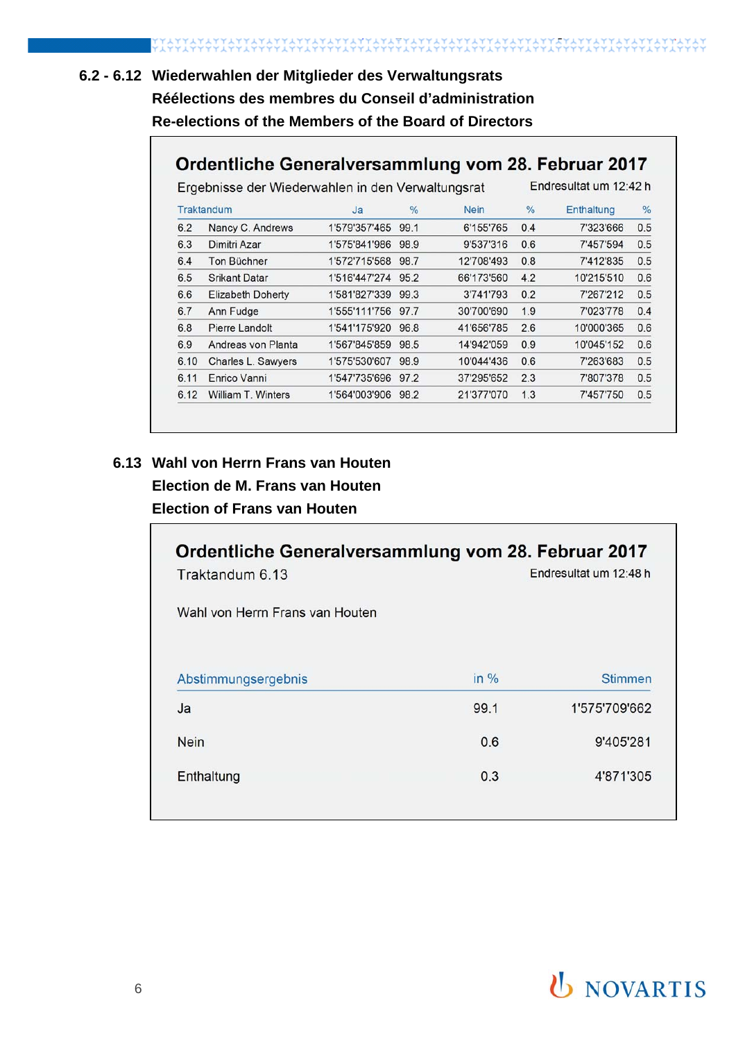## 6.2 - 6.12 Wiederwahlen der Mitglieder des Verwaltungsrats

**Réélections des membres du Conseil d'administration**

**Re-elections of the Members of the Board of Directors**

### Ordentliche Generalversammlung vom 28. Februar 2017

Ergebnisse der Wiederwahlen in den Verwaltungsrat — Endresultat um 12:42 h

| Traktandum | | Ja | % | Nein | % | Enthaltung | % |
|---|---|---|---|---|---|---|---|
| 6.2 | Nancy C. Andrews | 1'579'357'465 | 99.1 | 6'155'765 | 0.4 | 7'323'666 | 0.5 |
| 6.3 | Dimitri Azar | 1'575'841'986 | 98.9 | 9'537'316 | 0.6 | 7'457'594 | 0.5 |
| 6.4 | Ton Büchner | 1'572'715'568 | 98.7 | 12'708'493 | 0.8 | 7'412'835 | 0.5 |
| 6.5 | Srikant Datar | 1'516'447'274 | 95.2 | 66'173'560 | 4.2 | 10'215'510 | 0.6 |
| 6.6 | Elizabeth Doherty | 1'581'827'339 | 99.3 | 3'741'793 | 0.2 | 7'267'212 | 0.5 |
| 6.7 | Ann Fudge | 1'555'111'756 | 97.7 | 30'700'690 | 1.9 | 7'023'778 | 0.4 |
| 6.8 | Pierre Landolt | 1'541'175'920 | 96.8 | 41'656'785 | 2.6 | 10'000'365 | 0.6 |
| 6.9 | Andreas von Planta | 1'567'845'859 | 98.5 | 14'942'059 | 0.9 | 10'045'152 | 0.6 |
| 6.10 | Charles L. Sawyers | 1'575'530'607 | 98.9 | 10'044'436 | 0.6 | 7'263'683 | 0.5 |
| 6.11 | Enrico Vanni | 1'547'735'696 | 97.2 | 37'295'652 | 2.3 | 7'807'378 | 0.5 |
| 6.12 | William T. Winters | 1'564'003'906 | 98.2 | 21'377'070 | 1.3 | 7'457'750 | 0.5 |

## 6.13 Wahl von Herrn Frans van Houten

**Election de M. Frans van Houten**

**Election of Frans van Houten**

### Ordentliche Generalversammlung vom 28. Februar 2017

Traktandum 6.13 — Endresultat um 12:48 h

Wahl von Herrn Frans van Houten

| Abstimmungsergebnis | in % | Stimmen |
|---|---|---|
| Ja | 99.1 | 1'575'709'662 |
| Nein | 0.6 | 9'405'281 |
| Enthaltung | 0.3 | 4'871'305 |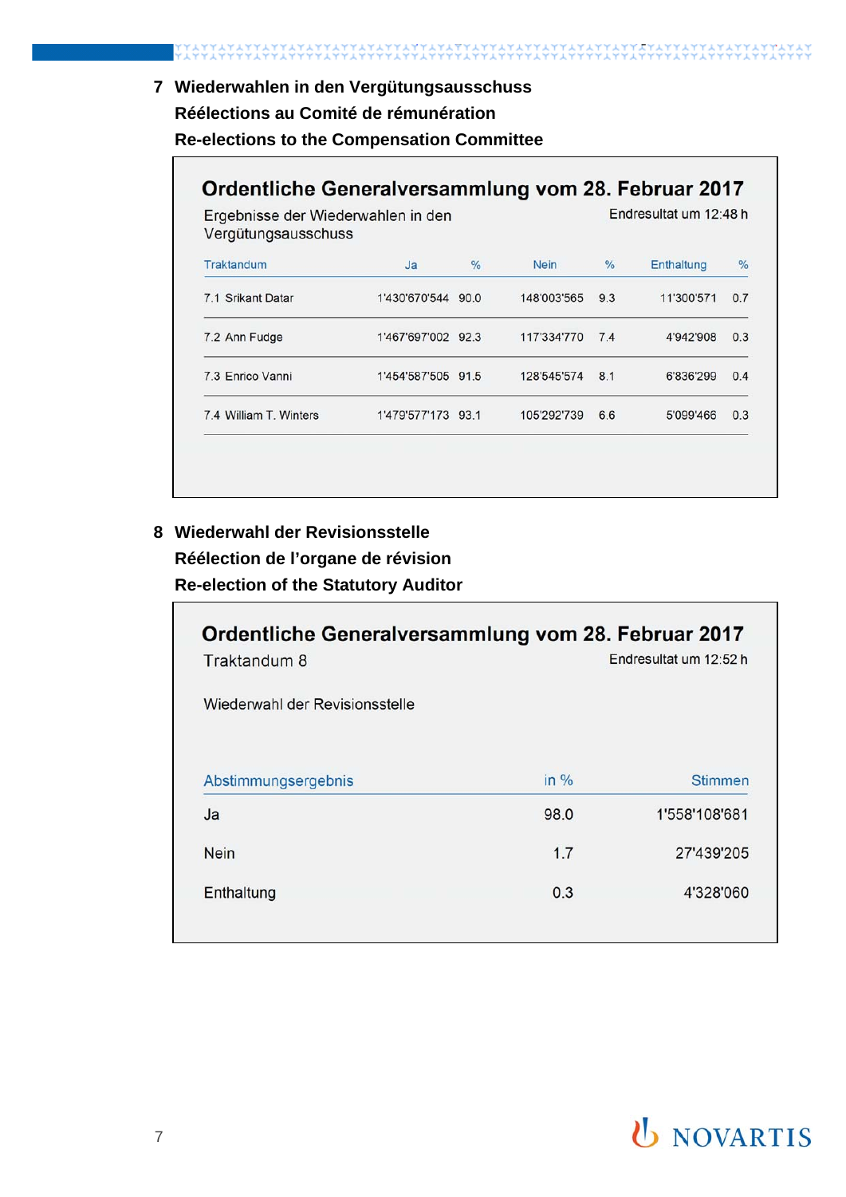## 7 Wiederwahlen in den Vergütungsausschuss

**Réélections au Comité de rémunération**

**Re-elections to the Compensation Committee**

### Ordentliche Generalversammlung vom 28. Februar 2017

Ergebnisse der Wiederwahlen in den Vergütungsausschuss

Endresultat um 12:48 h

| Traktandum | Ja | % | Nein | % | Enthaltung | % |
|---|---|---|---|---|---|---|
| 7.1 Srikant Datar | 1'430'670'544 | 90.0 | 148'003'565 | 9.3 | 11'300'571 | 0.7 |
| 7.2 Ann Fudge | 1'467'697'002 | 92.3 | 117'334'770 | 7.4 | 4'942'908 | 0.3 |
| 7.3 Enrico Vanni | 1'454'587'505 | 91.5 | 128'545'574 | 8.1 | 6'836'299 | 0.4 |
| 7.4 William T. Winters | 1'479'577'173 | 93.1 | 105'292'739 | 6.6 | 5'099'466 | 0.3 |

## 8 Wiederwahl der Revisionsstelle

**Réélection de l'organe de révision**

**Re-election of the Statutory Auditor**

### Ordentliche Generalversammlung vom 28. Februar 2017

Traktandum 8

Endresultat um 12:52 h

Wiederwahl der Revisionsstelle

| Abstimmungsergebnis | in % | Stimmen |
|---|---|---|
| Ja | 98.0 | 1'558'108'681 |
| Nein | 1.7 | 27'439'205 |
| Enthaltung | 0.3 | 4'328'060 |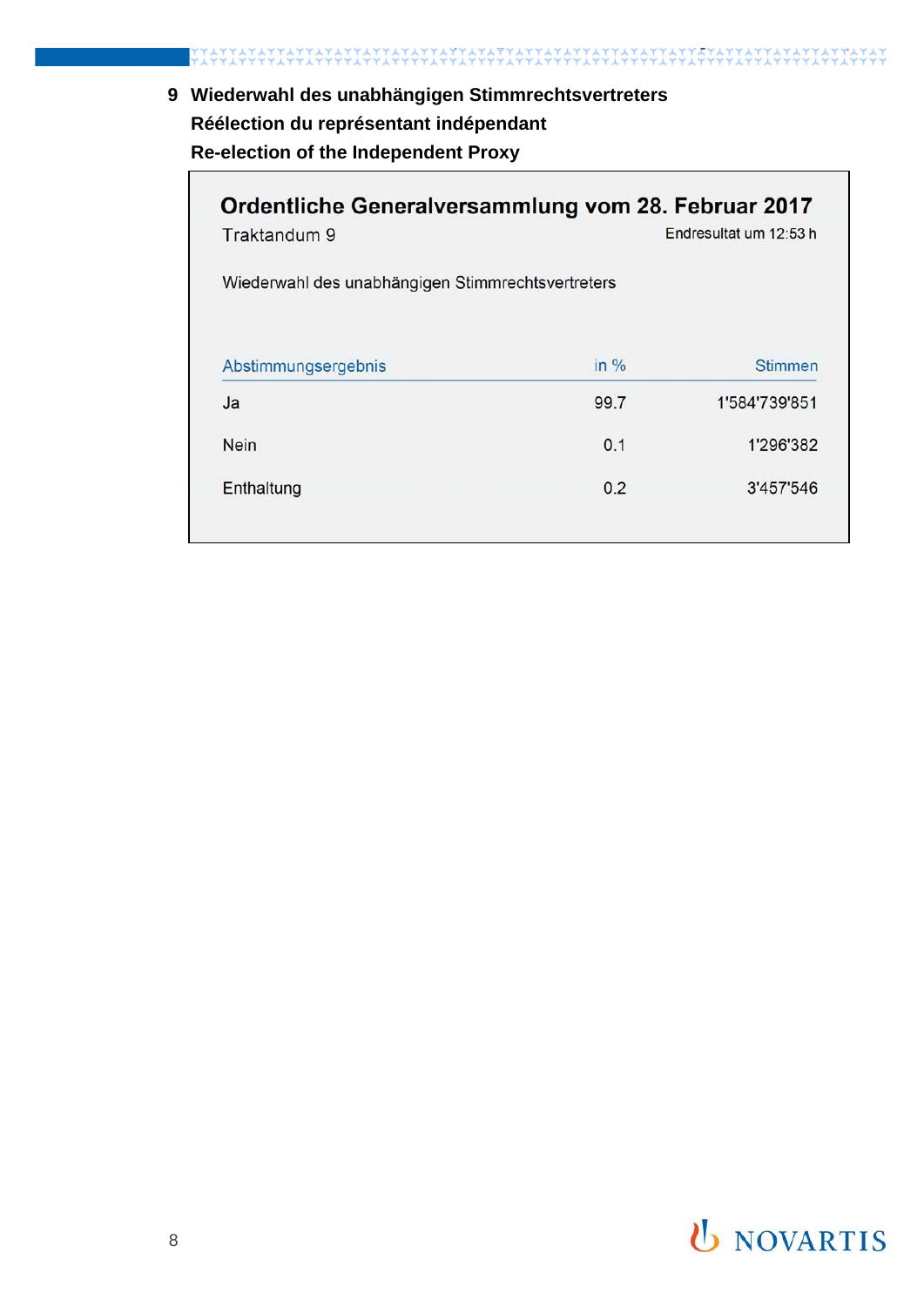## 9 Wiederwahl des unabhängigen Stimmrechtsvertreters
**Réélection du représentant indépendant**
**Re-election of the Independent Proxy**

**Ordentliche Generalversammlung vom 28. Februar 2017**

Traktandum 9

Endresultat um 12:53 h

Wiederwahl des unabhängigen Stimmrechtsvertreters

| Abstimmungsergebnis | in % | Stimmen |
|---|---|---|
| Ja | 99.7 | 1'584'739'851 |
| Nein | 0.1 | 1'296'382 |
| Enthaltung | 0.2 | 3'457'546 |

NOVARTIS